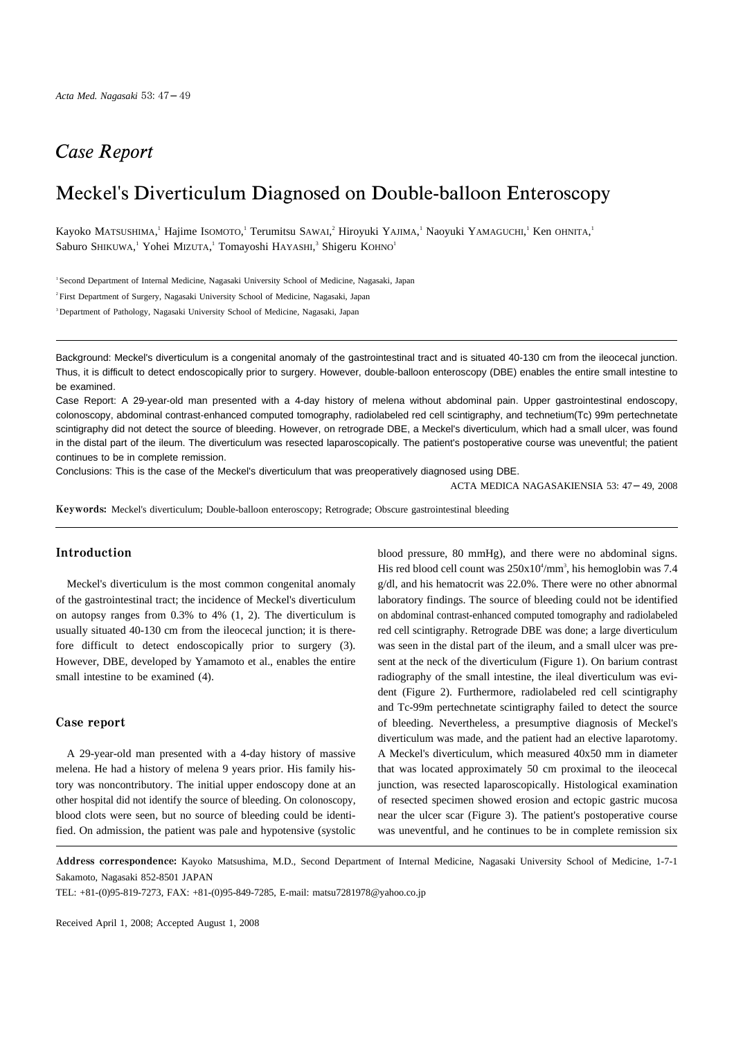*Case Report*

# Meckel's Diverticulum Diagnosed on Double-balloon Enteroscopy

Kayoko MATSUSHIMA,[1] Hajime ISOMOTO,[1] Terumitsu SAWAI,[2] Hiroyuki YAJIMA,[1] Naoyuki YAMAGUCHI,[1] Ken OHNITA,[1] Saburo SHIKUWA,[1] Yohei MIZUTA,[1] Tomayoshi HAYASHI,[3] Shigeru KOHNO[1]

[1] Second Department of Internal Medicine, Nagasaki University School of Medicine, Nagasaki, Japan

[2] First Department of Surgery, Nagasaki University School of Medicine, Nagasaki, Japan

[3] Department of Pathology, Nagasaki University School of Medicine, Nagasaki, Japan

---

Background: Meckel's diverticulum is a congenital anomaly of the gastrointestinal tract and is situated 40-130 cm from the ileocecal junction. Thus, it is difficult to detect endoscopically prior to surgery. However, double-balloon enteroscopy (DBE) enables the entire small intestine to be examined.

Case Report: A 29-year-old man presented with a 4-day history of melena without abdominal pain. Upper gastrointestinal endoscopy, colonoscopy, abdominal contrast-enhanced computed tomography, radiolabeled red cell scintigraphy, and technetium(Tc) 99m pertechnetate scintigraphy did not detect the source of bleeding. However, on retrograde DBE, a Meckel's diverticulum, which had a small ulcer, was found in the distal part of the ileum. The diverticulum was resected laparoscopically. The patient's postoperative course was uneventful; the patient continues to be in complete remission.

Conclusions: This is the case of the Meckel's diverticulum that was preoperatively diagnosed using DBE.

ACTA MEDICA NAGASAKIENSIA 53: 47－49, 2008

**Keywords:** Meckel's diverticulum; Double-balloon enteroscopy; Retrograde; Obscure gastrointestinal bleeding

---

## Introduction

Meckel's diverticulum is the most common congenital anomaly of the gastrointestinal tract; the incidence of Meckel's diverticulum on autopsy ranges from 0.3% to 4% (1, 2). The diverticulum is usually situated 40-130 cm from the ileocecal junction; it is therefore difficult to detect endoscopically prior to surgery (3). However, DBE, developed by Yamamoto et al., enables the entire small intestine to be examined (4).

## Case report

A 29-year-old man presented with a 4-day history of massive melena. He had a history of melena 9 years prior. His family history was noncontributory. The initial upper endoscopy done at another hospital did not identify the source of bleeding. On colonoscopy, blood clots were seen, but no source of bleeding could be identified. On admission, the patient was pale and hypotensive (systolic blood pressure, 80 mmHg), and there were no abdominal signs. His red blood cell count was $250 \times 10^4$/mm$^3$, his hemoglobin was 7.4 g/dl, and his hematocrit was 22.0%. There were no other abnormal laboratory findings. The source of bleeding could not be identified on abdominal contrast-enhanced computed tomography and radiolabeled red cell scintigraphy. Retrograde DBE was done; a large diverticulum was seen in the distal part of the ileum, and a small ulcer was present at the neck of the diverticulum (Figure 1). On barium contrast radiography of the small intestine, the ileal diverticulum was evident (Figure 2). Furthermore, radiolabeled red cell scintigraphy and Tc-99m pertechnetate scintigraphy failed to detect the source of bleeding. Nevertheless, a presumptive diagnosis of Meckel's diverticulum was made, and the patient had an elective laparotomy. A Meckel's diverticulum, which measured 40x50 mm in diameter that was located approximately 50 cm proximal to the ileocecal junction, was resected laparoscopically. Histological examination of resected specimen showed erosion and ectopic gastric mucosa near the ulcer scar (Figure 3). The patient's postoperative course was uneventful, and he continues to be in complete remission six

---

**Address correspondence:** Kayoko Matsushima, M.D., Second Department of Internal Medicine, Nagasaki University School of Medicine, 1-7-1 Sakamoto, Nagasaki 852-8501 JAPAN

TEL: +81-(0)95-819-7273, FAX: +81-(0)95-849-7285, E-mail: matsu7281978@yahoo.co.jp

Received April 1, 2008; Accepted August 1, 2008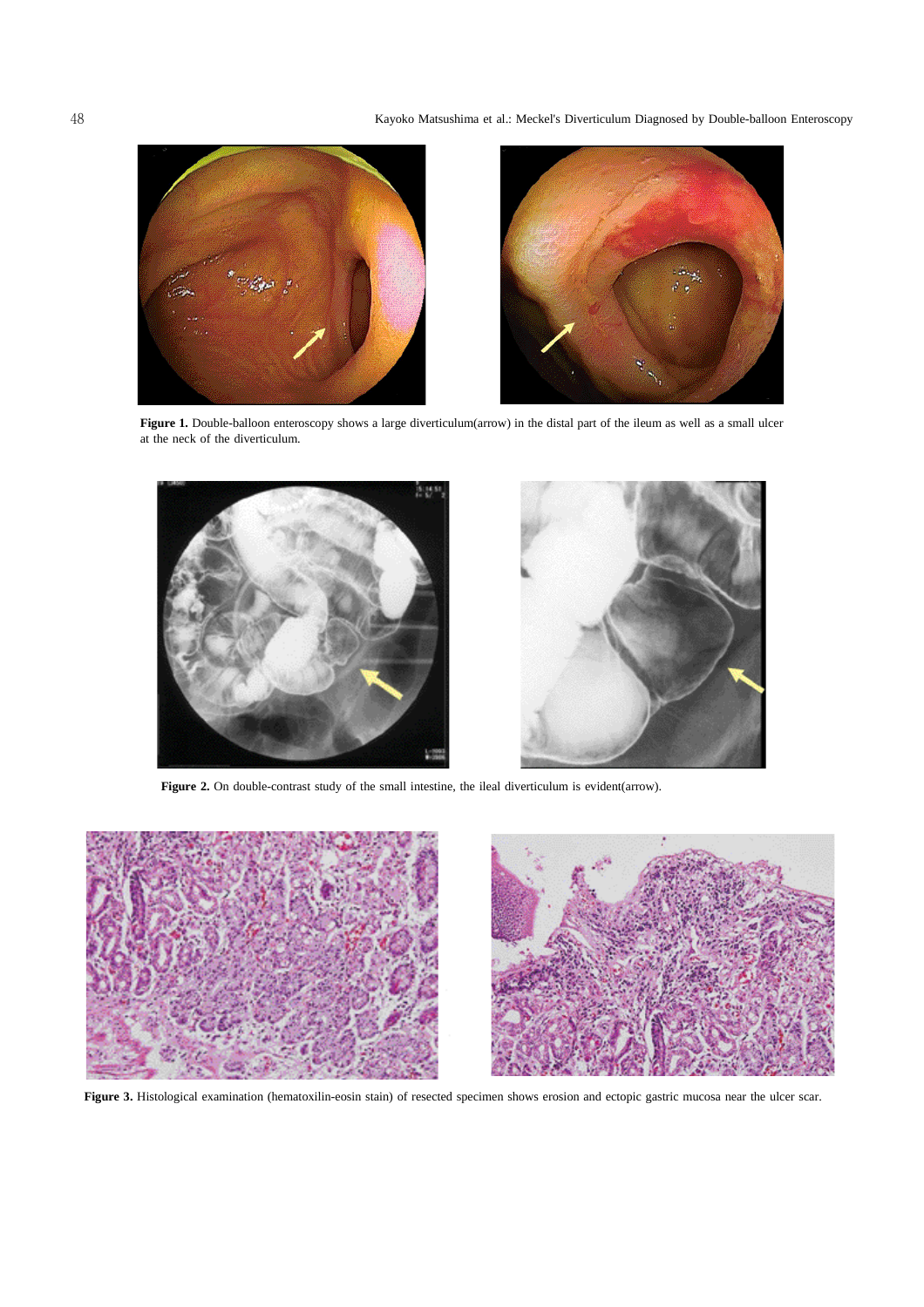**Figure 1.** Double-balloon enteroscopy shows a large diverticulum(arrow) in the distal part of the ileum as well as a small ulcer at the neck of the diverticulum.

**Figure 2.** On double-contrast study of the small intestine, the ileal diverticulum is evident(arrow).

**Figure 3.** Histological examination (hematoxilin-eosin stain) of resected specimen shows erosion and ectopic gastric mucosa near the ulcer scar.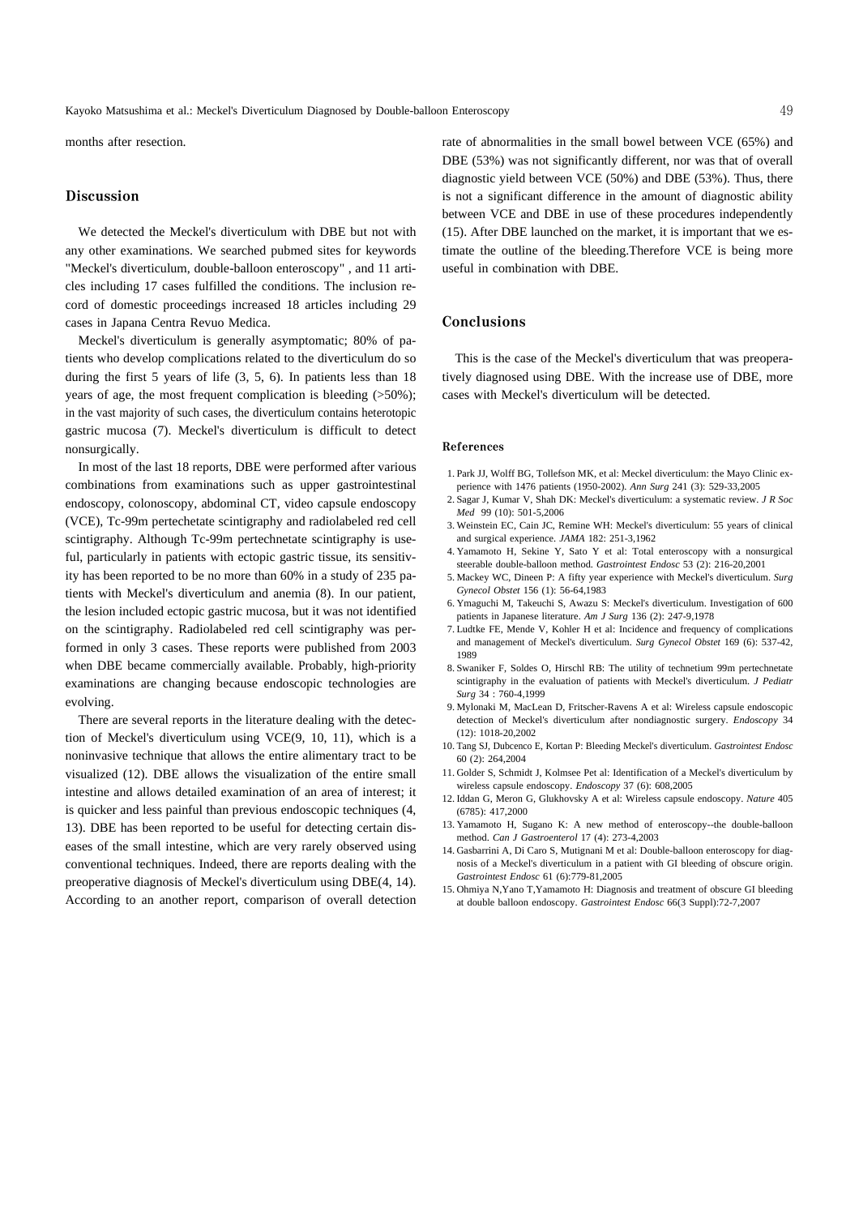months after resection.

## Discussion

We detected the Meckel's diverticulum with DBE but not with any other examinations. We searched pubmed sites for keywords "Meckel's diverticulum, double-balloon enteroscopy" , and 11 articles including 17 cases fulfilled the conditions. The inclusion record of domestic proceedings increased 18 articles including 29 cases in Japana Centra Revuo Medica.

Meckel's diverticulum is generally asymptomatic; 80% of patients who develop complications related to the diverticulum do so during the first 5 years of life (3, 5, 6). In patients less than 18 years of age, the most frequent complication is bleeding (>50%); in the vast majority of such cases, the diverticulum contains heterotopic gastric mucosa (7). Meckel's diverticulum is difficult to detect nonsurgically.

In most of the last 18 reports, DBE were performed after various combinations from examinations such as upper gastrointestinal endoscopy, colonoscopy, abdominal CT, video capsule endoscopy (VCE), Tc-99m pertechetate scintigraphy and radiolabeled red cell scintigraphy. Although Tc-99m pertechnetate scintigraphy is useful, particularly in patients with ectopic gastric tissue, its sensitivity has been reported to be no more than 60% in a study of 235 patients with Meckel's diverticulum and anemia (8). In our patient, the lesion included ectopic gastric mucosa, but it was not identified on the scintigraphy. Radiolabeled red cell scintigraphy was performed in only 3 cases. These reports were published from 2003 when DBE became commercially available. Probably, high-priority examinations are changing because endoscopic technologies are evolving.

There are several reports in the literature dealing with the detection of Meckel's diverticulum using VCE(9, 10, 11), which is a noninvasive technique that allows the entire alimentary tract to be visualized (12). DBE allows the visualization of the entire small intestine and allows detailed examination of an area of interest; it is quicker and less painful than previous endoscopic techniques (4, 13). DBE has been reported to be useful for detecting certain diseases of the small intestine, which are very rarely observed using conventional techniques. Indeed, there are reports dealing with the preoperative diagnosis of Meckel's diverticulum using DBE(4, 14). According to an another report, comparison of overall detection rate of abnormalities in the small bowel between VCE (65%) and DBE (53%) was not significantly different, nor was that of overall diagnostic yield between VCE (50%) and DBE (53%). Thus, there is not a significant difference in the amount of diagnostic ability between VCE and DBE in use of these procedures independently (15). After DBE launched on the market, it is important that we estimate the outline of the bleeding.Therefore VCE is being more useful in combination with DBE.

## Conclusions

This is the case of the Meckel's diverticulum that was preoperatively diagnosed using DBE. With the increase use of DBE, more cases with Meckel's diverticulum will be detected.

### References

1. Park JJ, Wolff BG, Tollefson MK, et al: Meckel diverticulum: the Mayo Clinic experience with 1476 patients (1950-2002). *Ann Surg* 241 (3): 529-33,2005
2. Sagar J, Kumar V, Shah DK: Meckel's diverticulum: a systematic review. *J R Soc Med* 99 (10): 501-5,2006
3. Weinstein EC, Cain JC, Remine WH: Meckel's diverticulum: 55 years of clinical and surgical experience. *JAMA* 182: 251-3,1962
4. Yamamoto H, Sekine Y, Sato Y et al: Total enteroscopy with a nonsurgical steerable double-balloon method. *Gastrointest Endosc* 53 (2): 216-20,2001
5. Mackey WC, Dineen P: A fifty year experience with Meckel's diverticulum. *Surg Gynecol Obstet* 156 (1): 56-64,1983
6. Ymaguchi M, Takeuchi S, Awazu S: Meckel's diverticulum. Investigation of 600 patients in Japanese literature. *Am J Surg* 136 (2): 247-9,1978
7. Ludtke FE, Mende V, Kohler H et al: Incidence and frequency of complications and management of Meckel's diverticulum. *Surg Gynecol Obstet* 169 (6): 537-42, 1989
8. Swaniker F, Soldes O, Hirschl RB: The utility of technetium 99m pertechnetate scintigraphy in the evaluation of patients with Meckel's diverticulum. *J Pediatr Surg* 34 : 760-4,1999
9. Mylonaki M, MacLean D, Fritscher-Ravens A et al: Wireless capsule endoscopic detection of Meckel's diverticulum after nondiagnostic surgery. *Endoscopy* 34 (12): 1018-20,2002
10. Tang SJ, Dubcenco E, Kortan P: Bleeding Meckel's diverticulum. *Gastrointest Endosc* 60 (2): 264,2004
11. Golder S, Schmidt J, Kolmsee Pet al: Identification of a Meckel's diverticulum by wireless capsule endoscopy. *Endoscopy* 37 (6): 608,2005
12. Iddan G, Meron G, Glukhovsky A et al: Wireless capsule endoscopy. *Nature* 405 (6785): 417,2000
13. Yamamoto H, Sugano K: A new method of enteroscopy--the double-balloon method. *Can J Gastroenterol* 17 (4): 273-4,2003
14. Gasbarrini A, Di Caro S, Mutignani M et al: Double-balloon enteroscopy for diagnosis of a Meckel's diverticulum in a patient with GI bleeding of obscure origin. *Gastrointest Endosc* 61 (6):779-81,2005
15. Ohmiya N,Yano T,Yamamoto H: Diagnosis and treatment of obscure GI bleeding at double balloon endoscopy. *Gastrointest Endosc* 66(3 Suppl):72-7,2007